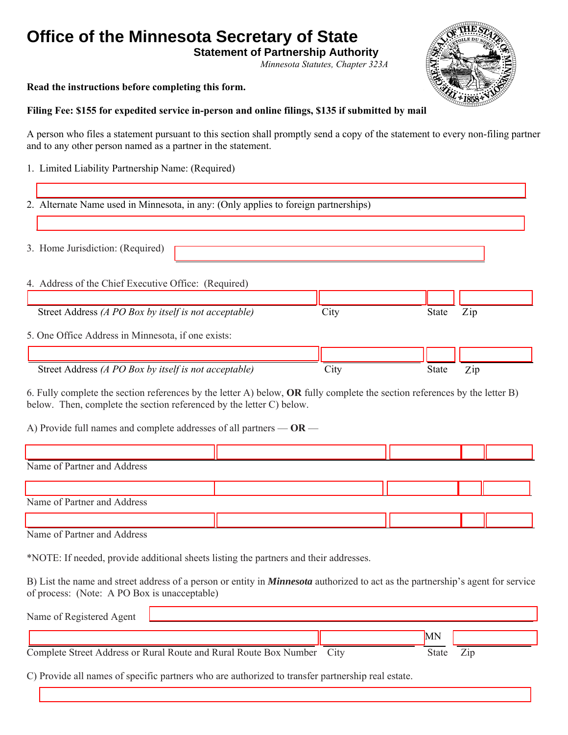# Office of the Minnesota Secretary of State

## Statement of Partnership Authority

*Minnesota Statutes, Chapter 323A*

**Read the instructions before completing this form.**

**Filing Fee: $155 for expedited service in-person and online filings, $135 if submitted by mail**

A person who files a statement pursuant to this section shall promptly send a copy of the statement to every non-filing partner and to any other person named as a partner in the statement.

1. Limited Liability Partnership Name: (Required)

2. Alternate Name used in Minnesota, in any: (Only applies to foreign partnerships)

3. Home Jurisdiction: (Required)

4. Address of the Chief Executive Office: (Required)

Street Address *(A PO Box by itself is not acceptable)* City State Zip

5. One Office Address in Minnesota, if one exists:

Street Address *(A PO Box by itself is not acceptable)* City State Zip

6. Fully complete the section references by the letter A) below, **OR** fully complete the section references by the letter B) below. Then, complete the section referenced by the letter C) below.

A) Provide full names and complete addresses of all partners — **OR** —

Name of Partner and Address

Name of Partner and Address

Name of Partner and Address

*NOTE: If needed, provide additional sheets listing the partners and their addresses.

B) List the name and street address of a person or entity in ***Minnesota*** authorized to act as the partnership's agent for service of process: (Note: A PO Box is unacceptable)

Name of Registered Agent

MN

Complete Street Address or Rural Route and Rural Route Box Number City State Zip

C) Provide all names of specific partners who are authorized to transfer partnership real estate.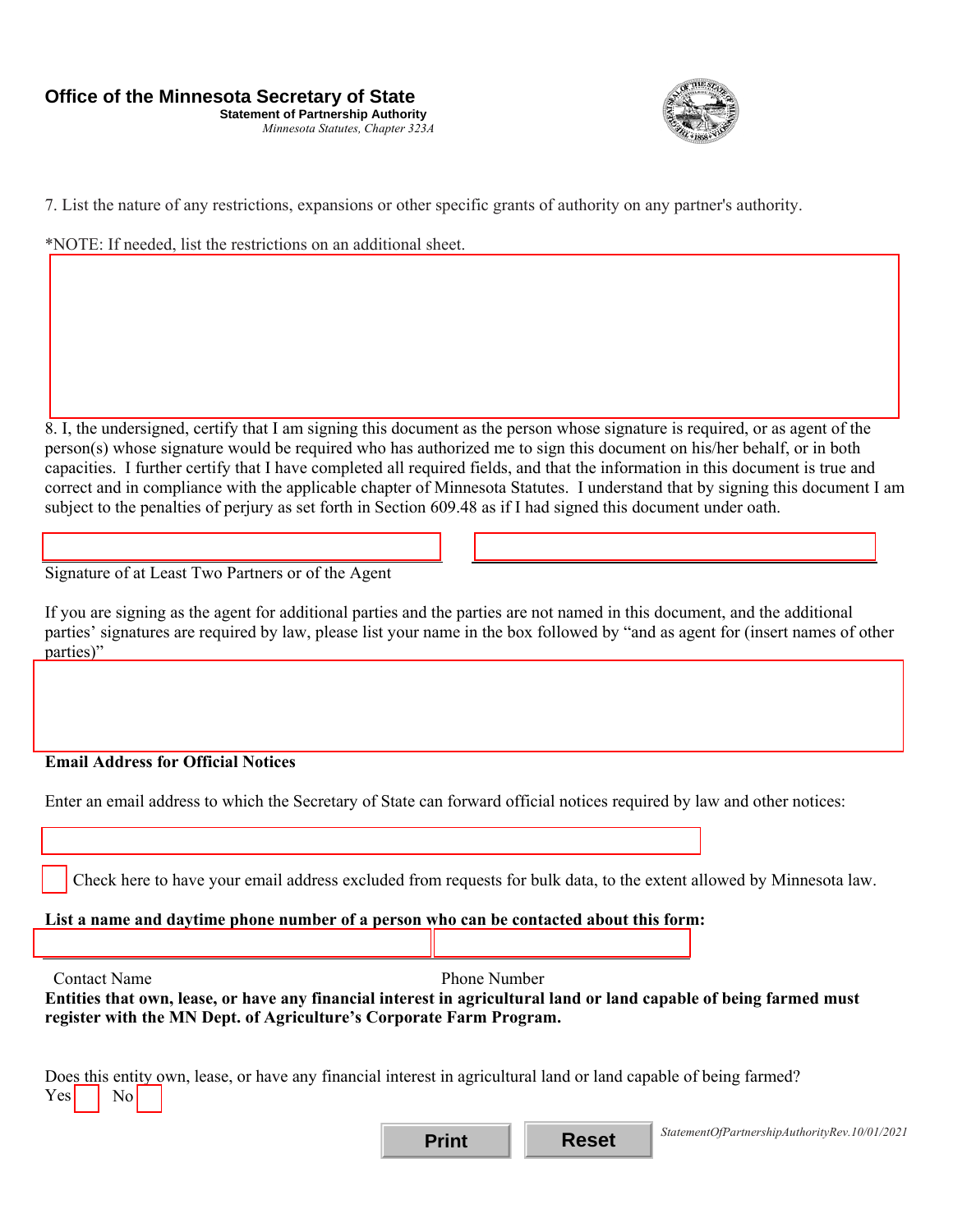**Office of the Minnesota Secretary of State**

**Statement of Partnership Authority**

*Minnesota Statutes, Chapter 323A*

7. List the nature of any restrictions, expansions or other specific grants of authority on any partner's authority.

*NOTE: If needed, list the restrictions on an additional sheet.

8. I, the undersigned, certify that I am signing this document as the person whose signature is required, or as agent of the person(s) whose signature would be required who has authorized me to sign this document on his/her behalf, or in both capacities. I further certify that I have completed all required fields, and that the information in this document is true and correct and in compliance with the applicable chapter of Minnesota Statutes. I understand that by signing this document I am subject to the penalties of perjury as set forth in Section 609.48 as if I had signed this document under oath.

Signature of at Least Two Partners or of the Agent

If you are signing as the agent for additional parties and the parties are not named in this document, and the additional parties' signatures are required by law, please list your name in the box followed by "and as agent for (insert names of other parties)"

**Email Address for Official Notices**

Enter an email address to which the Secretary of State can forward official notices required by law and other notices:

Check here to have your email address excluded from requests for bulk data, to the extent allowed by Minnesota law.

**List a name and daytime phone number of a person who can be contacted about this form:**

Contact Name Phone Number

**Entities that own, lease, or have any financial interest in agricultural land or land capable of being farmed must register with the MN Dept. of Agriculture's Corporate Farm Program.**

Does this entity own, lease, or have any financial interest in agricultural land or land capable of being farmed?

Yes No

Print Reset

*StatementOfPartnershipAuthorityRev.10/01/2021*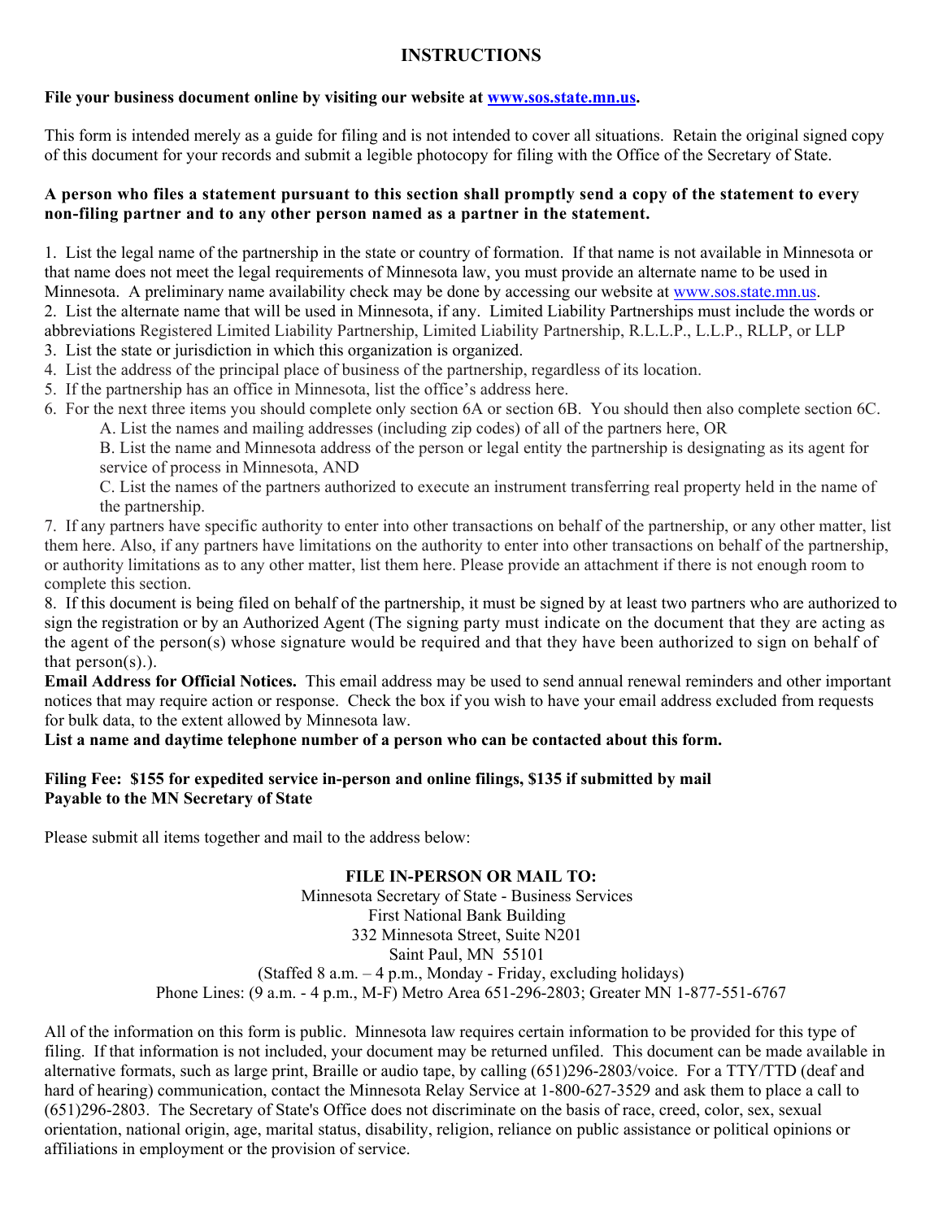# INSTRUCTIONS

**File your business document online by visiting our website at [www.sos.state.mn.us](www.sos.state.mn.us).**

This form is intended merely as a guide for filing and is not intended to cover all situations. Retain the original signed copy of this document for your records and submit a legible photocopy for filing with the Office of the Secretary of State.

**A person who files a statement pursuant to this section shall promptly send a copy of the statement to every non-filing partner and to any other person named as a partner in the statement.**

1. List the legal name of the partnership in the state or country of formation. If that name is not available in Minnesota or that name does not meet the legal requirements of Minnesota law, you must provide an alternate name to be used in Minnesota. A preliminary name availability check may be done by accessing our website at [www.sos.state.mn.us](www.sos.state.mn.us).
2. List the alternate name that will be used in Minnesota, if any. Limited Liability Partnerships must include the words or abbreviations Registered Limited Liability Partnership, Limited Liability Partnership, R.L.L.P., L.L.P., RLLP, or LLP
3. List the state or jurisdiction in which this organization is organized.
4. List the address of the principal place of business of the partnership, regardless of its location.
5. If the partnership has an office in Minnesota, list the office's address here.
6. For the next three items you should complete only section 6A or section 6B. You should then also complete section 6C.
   A. List the names and mailing addresses (including zip codes) of all of the partners here, OR
   B. List the name and Minnesota address of the person or legal entity the partnership is designating as its agent for service of process in Minnesota, AND
   C. List the names of the partners authorized to execute an instrument transferring real property held in the name of the partnership.
7. If any partners have specific authority to enter into other transactions on behalf of the partnership, or any other matter, list them here. Also, if any partners have limitations on the authority to enter into other transactions on behalf of the partnership, or authority limitations as to any other matter, list them here. Please provide an attachment if there is not enough room to complete this section.
8. If this document is being filed on behalf of the partnership, it must be signed by at least two partners who are authorized to sign the registration or by an Authorized Agent (The signing party must indicate on the document that they are acting as the agent of the person(s) whose signature would be required and that they have been authorized to sign on behalf of that person(s).).

**Email Address for Official Notices.** This email address may be used to send annual renewal reminders and other important notices that may require action or response. Check the box if you wish to have your email address excluded from requests for bulk data, to the extent allowed by Minnesota law.

**List a name and daytime telephone number of a person who can be contacted about this form.**

**Filing Fee: $155 for expedited service in-person and online filings, $135 if submitted by mail**
**Payable to the MN Secretary of State**

Please submit all items together and mail to the address below:

**FILE IN-PERSON OR MAIL TO:**
Minnesota Secretary of State - Business Services
First National Bank Building
332 Minnesota Street, Suite N201
Saint Paul, MN 55101
(Staffed 8 a.m. – 4 p.m., Monday - Friday, excluding holidays)
Phone Lines: (9 a.m. - 4 p.m., M-F) Metro Area 651-296-2803; Greater MN 1-877-551-6767

All of the information on this form is public. Minnesota law requires certain information to be provided for this type of filing. If that information is not included, your document may be returned unfiled. This document can be made available in alternative formats, such as large print, Braille or audio tape, by calling (651)296-2803/voice. For a TTY/TTD (deaf and hard of hearing) communication, contact the Minnesota Relay Service at 1-800-627-3529 and ask them to place a call to (651)296-2803. The Secretary of State's Office does not discriminate on the basis of race, creed, color, sex, sexual orientation, national origin, age, marital status, disability, religion, reliance on public assistance or political opinions or affiliations in employment or the provision of service.